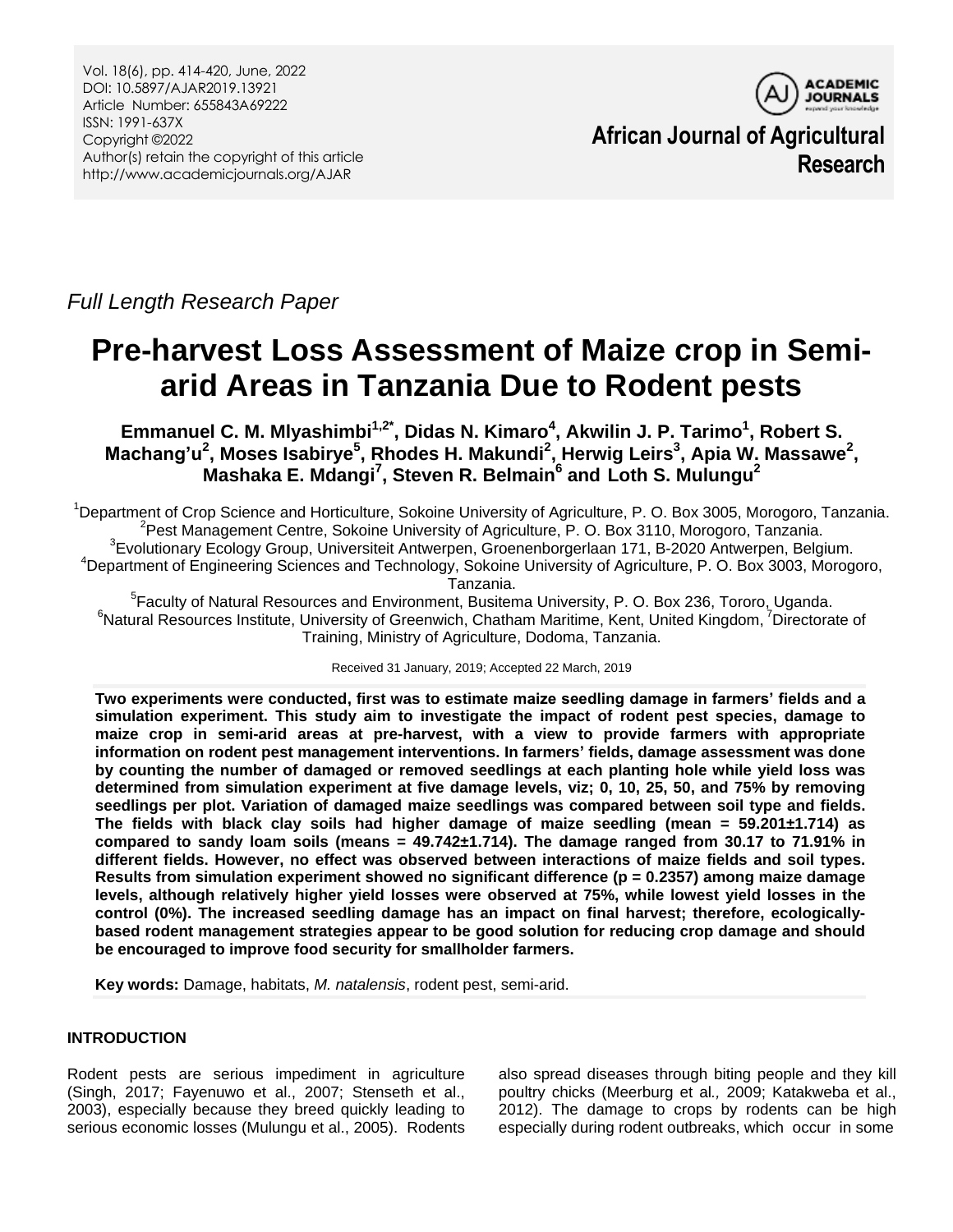Full Length Research Paper

# Pre-harvest Loss Assessment of Maize crop in Semi-arid Areas in Tanzania Due to Rodent pests

**Emmanuel C. M. Mlyashimbi[1,2*], Didas N. Kimaro[4], Akwilin J. P. Tarimo[1], Robert S. Machang'u[2], Moses Isabirye[5], Rhodes H. Makundi[2], Herwig Leirs[3], Apia W. Massawe[2], Mashaka E. Mdangi[7], Steven R. Belmain[6] and Loth S. Mulungu[2]**

[1]Department of Crop Science and Horticulture, Sokoine University of Agriculture, P. O. Box 3005, Morogoro, Tanzania.
[2]Pest Management Centre, Sokoine University of Agriculture, P. O. Box 3110, Morogoro, Tanzania.
[3]Evolutionary Ecology Group, Universiteit Antwerpen, Groenenborgerlaan 171, B-2020 Antwerpen, Belgium.
[4]Department of Engineering Sciences and Technology, Sokoine University of Agriculture, P. O. Box 3003, Morogoro, Tanzania.
[5]Faculty of Natural Resources and Environment, Busitema University, P. O. Box 236, Tororo, Uganda.
[6]Natural Resources Institute, University of Greenwich, Chatham Maritime, Kent, United Kingdom, [7]Directorate of Training, Ministry of Agriculture, Dodoma, Tanzania.

Received 31 January, 2019; Accepted 22 March, 2019

**Two experiments were conducted, first was to estimate maize seedling damage in farmers' fields and a simulation experiment. This study aim to investigate the impact of rodent pest species, damage to maize crop in semi-arid areas at pre-harvest, with a view to provide farmers with appropriate information on rodent pest management interventions. In farmers' fields, damage assessment was done by counting the number of damaged or removed seedlings at each planting hole while yield loss was determined from simulation experiment at five damage levels, viz; 0, 10, 25, 50, and 75% by removing seedlings per plot. Variation of damaged maize seedlings was compared between soil type and fields. The fields with black clay soils had higher damage of maize seedling (mean = 59.201±1.714) as compared to sandy loam soils (means = 49.742±1.714). The damage ranged from 30.17 to 71.91% in different fields. However, no effect was observed between interactions of maize fields and soil types. Results from simulation experiment showed no significant difference (p = 0.2357) among maize damage levels, although relatively higher yield losses were observed at 75%, while lowest yield losses in the control (0%). The increased seedling damage has an impact on final harvest; therefore, ecologically-based rodent management strategies appear to be good solution for reducing crop damage and should be encouraged to improve food security for smallholder farmers.**

**Key words:** Damage, habitats, *M. natalensis*, rodent pest, semi-arid.

## INTRODUCTION

Rodent pests are serious impediment in agriculture (Singh, 2017; Fayenuwo et al., 2007; Stenseth et al., 2003), especially because they breed quickly leading to serious economic losses (Mulungu et al., 2005). Rodents also spread diseases through biting people and they kill poultry chicks (Meerburg et al., 2009; Katakweba et al., 2012). The damage to crops by rodents can be high especially during rodent outbreaks, which occur in some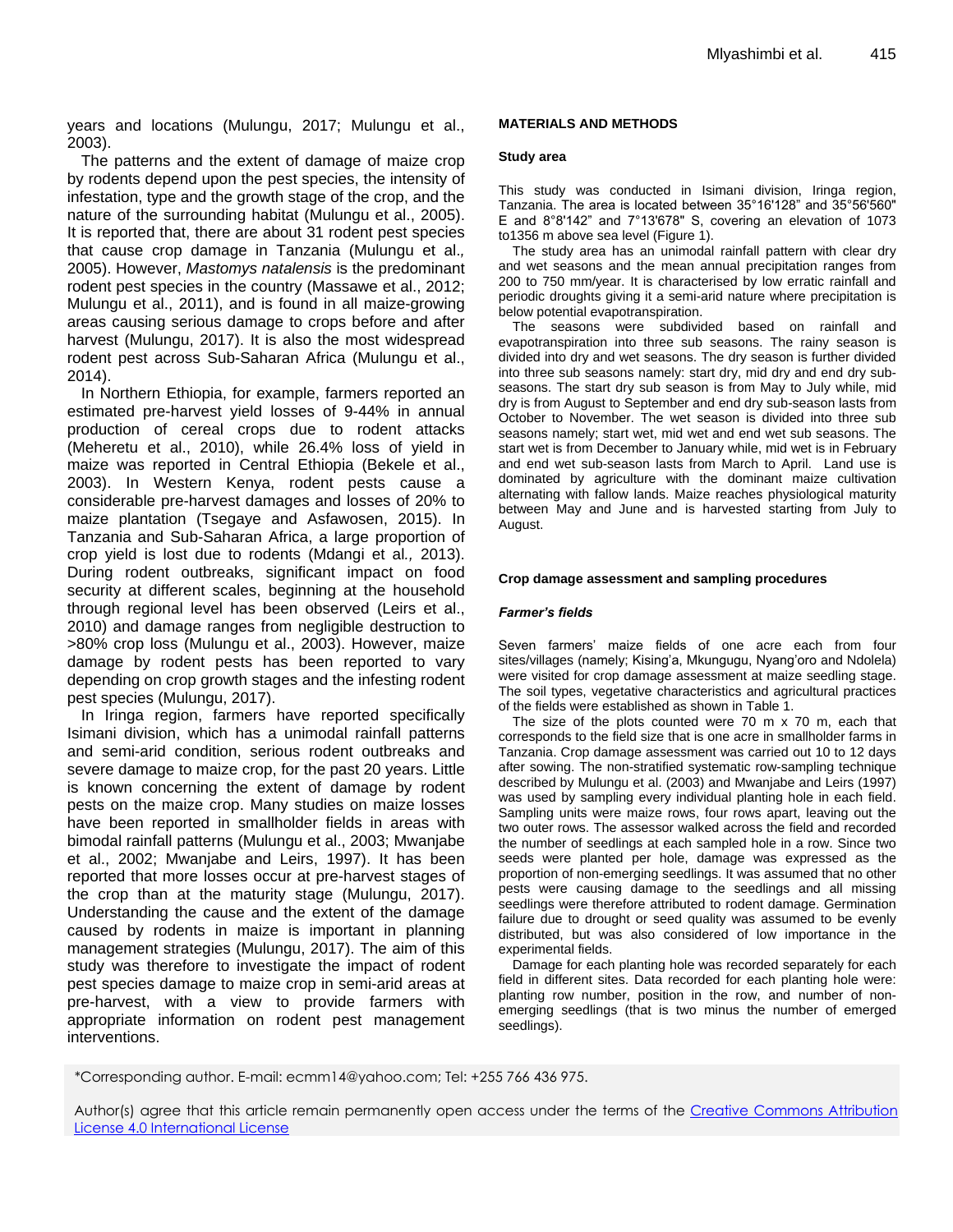years and locations (Mulungu, 2017; Mulungu et al., 2003).

The patterns and the extent of damage of maize crop by rodents depend upon the pest species, the intensity of infestation, type and the growth stage of the crop, and the nature of the surrounding habitat (Mulungu et al., 2005). It is reported that, there are about 31 rodent pest species that cause crop damage in Tanzania (Mulungu et al*.,* 2005). However, *Mastomys natalensis* is the predominant rodent pest species in the country (Massawe et al., 2012; Mulungu et al., 2011), and is found in all maize-growing areas causing serious damage to crops before and after harvest (Mulungu, 2017). It is also the most widespread rodent pest across Sub-Saharan Africa (Mulungu et al., 2014).

In Northern Ethiopia, for example, farmers reported an estimated pre-harvest yield losses of 9-44% in annual production of cereal crops due to rodent attacks (Meheretu et al., 2010), while 26.4% loss of yield in maize was reported in Central Ethiopia (Bekele et al., 2003). In Western Kenya, rodent pests cause a considerable pre-harvest damages and losses of 20% to maize plantation (Tsegaye and Asfawosen, 2015). In Tanzania and Sub-Saharan Africa, a large proportion of crop yield is lost due to rodents (Mdangi et al*.,* 2013). During rodent outbreaks, significant impact on food security at different scales, beginning at the household through regional level has been observed (Leirs et al., 2010) and damage ranges from negligible destruction to >80% crop loss (Mulungu et al., 2003). However, maize damage by rodent pests has been reported to vary depending on crop growth stages and the infesting rodent pest species (Mulungu, 2017).

In Iringa region, farmers have reported specifically Isimani division, which has a unimodal rainfall patterns and semi-arid condition, serious rodent outbreaks and severe damage to maize crop, for the past 20 years. Little is known concerning the extent of damage by rodent pests on the maize crop. Many studies on maize losses have been reported in smallholder fields in areas with bimodal rainfall patterns (Mulungu et al., 2003; Mwanjabe et al., 2002; Mwanjabe and Leirs, 1997). It has been reported that more losses occur at pre-harvest stages of the crop than at the maturity stage (Mulungu, 2017). Understanding the cause and the extent of the damage caused by rodents in maize is important in planning management strategies (Mulungu, 2017). The aim of this study was therefore to investigate the impact of rodent pest species damage to maize crop in semi-arid areas at pre-harvest, with a view to provide farmers with appropriate information on rodent pest management interventions.

## MATERIALS AND METHODS

### Study area

This study was conducted in Isimani division, Iringa region, Tanzania. The area is located between 35°16'128" and 35°56'560" E and 8°8'142" and 7°13'678" S, covering an elevation of 1073 to1356 m above sea level (Figure 1).

The study area has an unimodal rainfall pattern with clear dry and wet seasons and the mean annual precipitation ranges from 200 to 750 mm/year. It is characterised by low erratic rainfall and periodic droughts giving it a semi-arid nature where precipitation is below potential evapotranspiration.

The seasons were subdivided based on rainfall and evapotranspiration into three sub seasons. The rainy season is divided into dry and wet seasons. The dry season is further divided into three sub seasons namely: start dry, mid dry and end dry sub-seasons. The start dry sub season is from May to July while, mid dry is from August to September and end dry sub-season lasts from October to November. The wet season is divided into three sub seasons namely; start wet, mid wet and end wet sub seasons. The start wet is from December to January while, mid wet is in February and end wet sub-season lasts from March to April. Land use is dominated by agriculture with the dominant maize cultivation alternating with fallow lands. Maize reaches physiological maturity between May and June and is harvested starting from July to August.

### Crop damage assessment and sampling procedures

#### *Farmer's fields*

Seven farmers' maize fields of one acre each from four sites/villages (namely; Kising'a, Mkungugu, Nyang'oro and Ndolela) were visited for crop damage assessment at maize seedling stage. The soil types, vegetative characteristics and agricultural practices of the fields were established as shown in Table 1.

The size of the plots counted were 70 m x 70 m, each that corresponds to the field size that is one acre in smallholder farms in Tanzania. Crop damage assessment was carried out 10 to 12 days after sowing. The non-stratified systematic row-sampling technique described by Mulungu et al. (2003) and Mwanjabe and Leirs (1997) was used by sampling every individual planting hole in each field. Sampling units were maize rows, four rows apart, leaving out the two outer rows. The assessor walked across the field and recorded the number of seedlings at each sampled hole in a row. Since two seeds were planted per hole, damage was expressed as the proportion of non-emerging seedlings. It was assumed that no other pests were causing damage to the seedlings and all missing seedlings were therefore attributed to rodent damage. Germination failure due to drought or seed quality was assumed to be evenly distributed, but was also considered of low importance in the experimental fields.

Damage for each planting hole was recorded separately for each field in different sites. Data recorded for each planting hole were: planting row number, position in the row, and number of non-emerging seedlings (that is two minus the number of emerged seedlings).

*Corresponding author. E-mail: ecmm14@yahoo.com; Tel: +255 766 436 975.

Author(s) agree that this article remain permanently open access under the terms of the Creative Commons Attribution License 4.0 International License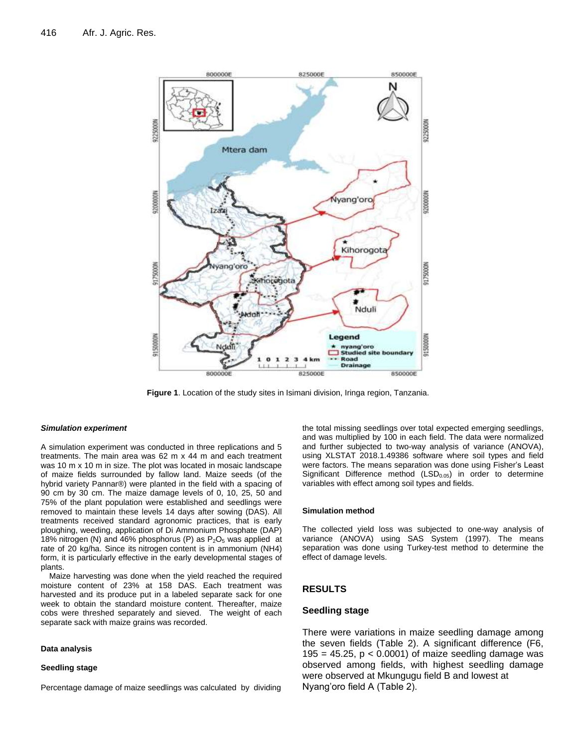**Figure 1**. Location of the study sites in Isimani division, Iringa region, Tanzania.

***Simulation experiment***

A simulation experiment was conducted in three replications and 5 treatments. The main area was 62 m x 44 m and each treatment was 10 m x 10 m in size. The plot was located in mosaic landscape of maize fields surrounded by fallow land. Maize seeds (of the hybrid variety Pannar®) were planted in the field with a spacing of 90 cm by 30 cm. The maize damage levels of 0, 10, 25, 50 and 75% of the plant population were established and seedlings were removed to maintain these levels 14 days after sowing (DAS). All treatments received standard agronomic practices, that is early ploughing, weeding, application of Di Ammonium Phosphate (DAP) 18% nitrogen (N) and 46% phosphorus (P) as $P_2O_5$ was applied at rate of 20 kg/ha. Since its nitrogen content is in ammonium (NH4) form, it is particularly effective in the early developmental stages of plants.

Maize harvesting was done when the yield reached the required moisture content of 23% at 158 DAS. Each treatment was harvested and its produce put in a labeled separate sack for one week to obtain the standard moisture content. Thereafter, maize cobs were threshed separately and sieved. The weight of each separate sack with maize grains was recorded.

**Data analysis**

**Seedling stage**

Percentage damage of maize seedlings was calculated by dividing the total missing seedlings over total expected emerging seedlings, and was multiplied by 100 in each field. The data were normalized and further subjected to two-way analysis of variance (ANOVA), using XLSTAT 2018.1.49386 software where soil types and field were factors. The means separation was done using Fisher's Least Significant Difference method ($LSD_{0.05}$) in order to determine variables with effect among soil types and fields.

**Simulation method**

The collected yield loss was subjected to one-way analysis of variance (ANOVA) using SAS System (1997). The means separation was done using Turkey-test method to determine the effect of damage levels.

## RESULTS

### Seedling stage

There were variations in maize seedling damage among the seven fields (Table 2). A significant difference ($F_{6, 195} = 45.25$, $p < 0.0001$) of maize seedling damage was observed among fields, with highest seedling damage were observed at Mkungugu field B and lowest at Nyang'oro field A (Table 2).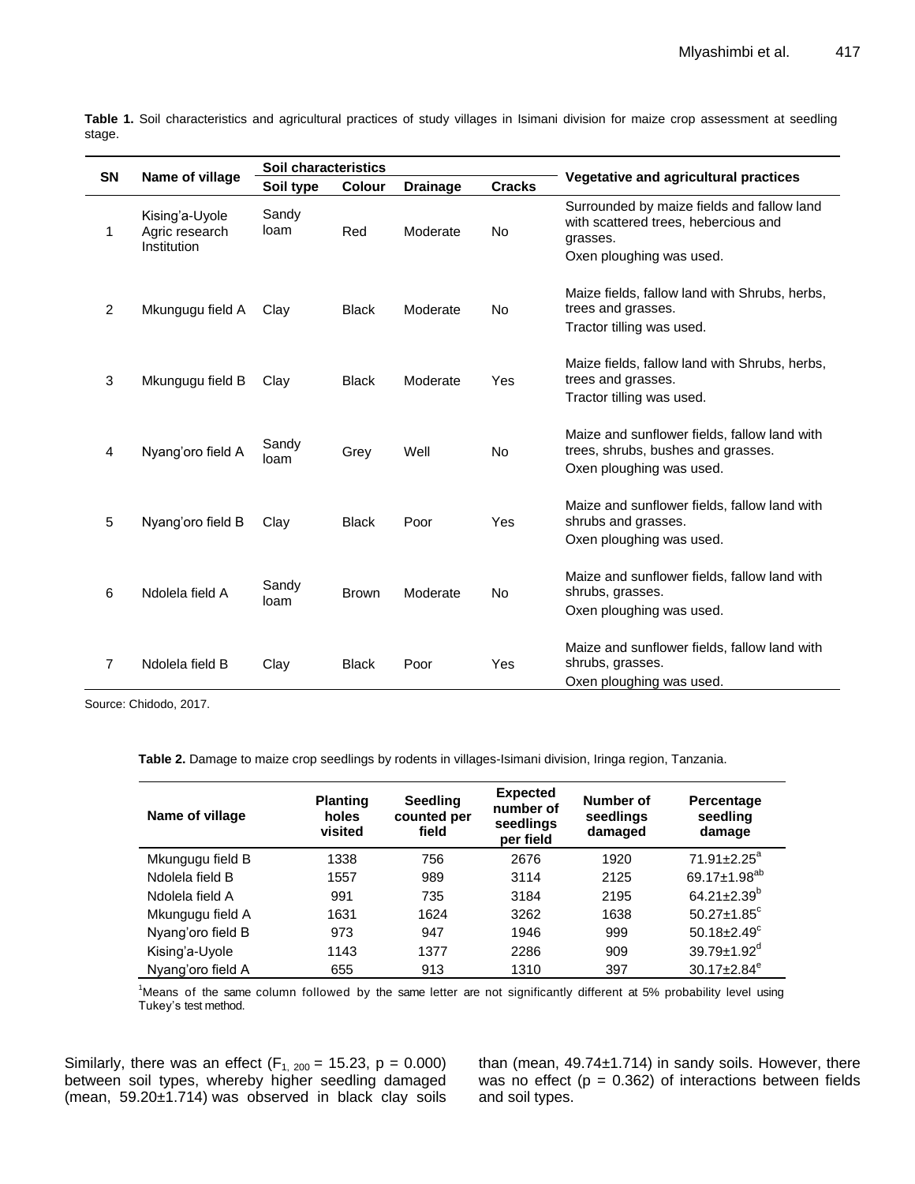**Table 1.** Soil characteristics and agricultural practices of study villages in Isimani division for maize crop assessment at seedling stage.

| SN | Name of village | Soil characteristics | | | | Vegetative and agricultural practices |
|---|---|---|---|---|---|---|
| | | Soil type | Colour | Drainage | Cracks | |
| 1 | Kising'a-Uyole Agric research Institution | Sandy loam | Red | Moderate | No | Surrounded by maize fields and fallow land with scattered trees, hebercious and grasses. Oxen ploughing was used. |
| 2 | Mkungugu field A | Clay | Black | Moderate | No | Maize fields, fallow land with Shrubs, herbs, trees and grasses. Tractor tilling was used. |
| 3 | Mkungugu field B | Clay | Black | Moderate | Yes | Maize fields, fallow land with Shrubs, herbs, trees and grasses. Tractor tilling was used. |
| 4 | Nyang'oro field A | Sandy loam | Grey | Well | No | Maize and sunflower fields, fallow land with trees, shrubs, bushes and grasses. Oxen ploughing was used. |
| 5 | Nyang'oro field B | Clay | Black | Poor | Yes | Maize and sunflower fields, fallow land with shrubs and grasses. Oxen ploughing was used. |
| 6 | Ndolela field A | Sandy loam | Brown | Moderate | No | Maize and sunflower fields, fallow land with shrubs, grasses. Oxen ploughing was used. |
| 7 | Ndolela field B | Clay | Black | Poor | Yes | Maize and sunflower fields, fallow land with shrubs, grasses. Oxen ploughing was used. |

Source: Chidodo, 2017.

**Table 2.** Damage to maize crop seedlings by rodents in villages-Isimani division, Iringa region, Tanzania.

| Name of village | Planting holes visited | Seedling counted per field | Expected number of seedlings per field | Number of seedlings damaged | Percentage seedling damage |
|---|---|---|---|---|---|
| Mkungugu field B | 1338 | 756 | 2676 | 1920 | 71.91±2.25[a] |
| Ndolela field B | 1557 | 989 | 3114 | 2125 | 69.17±1.98[ab] |
| Ndolela field A | 991 | 735 | 3184 | 2195 | 64.21±2.39[b] |
| Mkungugu field A | 1631 | 1624 | 3262 | 1638 | 50.27±1.85[c] |
| Nyang'oro field B | 973 | 947 | 1946 | 999 | 50.18±2.49[c] |
| Kising'a-Uyole | 1143 | 1377 | 2286 | 909 | 39.79±1.92[d] |
| Nyang'oro field A | 655 | 913 | 1310 | 397 | 30.17±2.84[e] |

[1]Means of the same column followed by the same letter are not significantly different at 5% probability level using Tukey's test method.

Similarly, there was an effect ($F_{1,\ 200}$ = 15.23, p = 0.000) between soil types, whereby higher seedling damaged (mean, 59.20±1.714) was observed in black clay soils than (mean, 49.74±1.714) in sandy soils. However, there was no effect (p = 0.362) of interactions between fields and soil types.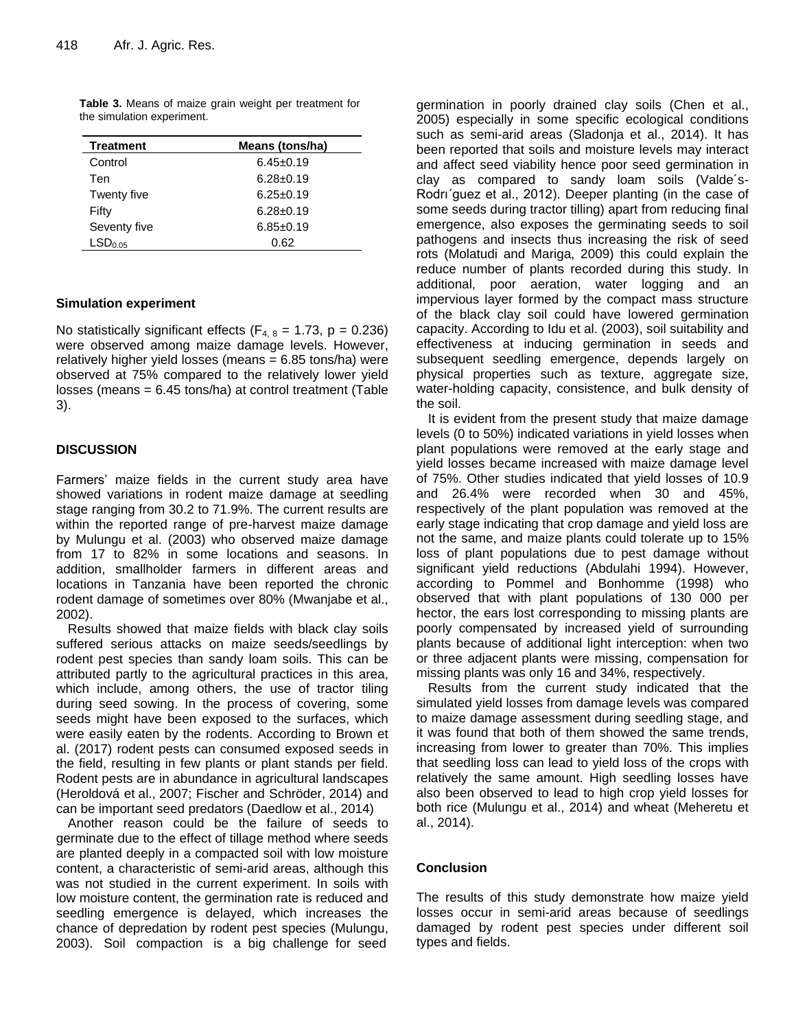**Table 3.** Means of maize grain weight per treatment for the simulation experiment.

| Treatment | Means (tons/ha) |
|---|---|
| Control | 6.45±0.19 |
| Ten | 6.28±0.19 |
| Twenty five | 6.25±0.19 |
| Fifty | 6.28±0.19 |
| Seventy five | 6.85±0.19 |
| $LSD_{0.05}$ | 0.62 |

### Simulation experiment

No statistically significant effects ($F_{4, 8}$ = 1.73, p = 0.236) were observed among maize damage levels. However, relatively higher yield losses (means = 6.85 tons/ha) were observed at 75% compared to the relatively lower yield losses (means = 6.45 tons/ha) at control treatment (Table 3).

## DISCUSSION

Farmers' maize fields in the current study area have showed variations in rodent maize damage at seedling stage ranging from 30.2 to 71.9%. The current results are within the reported range of pre-harvest maize damage by Mulungu et al. (2003) who observed maize damage from 17 to 82% in some locations and seasons. In addition, smallholder farmers in different areas and locations in Tanzania have been reported the chronic rodent damage of sometimes over 80% (Mwanjabe et al., 2002).

Results showed that maize fields with black clay soils suffered serious attacks on maize seeds/seedlings by rodent pest species than sandy loam soils. This can be attributed partly to the agricultural practices in this area, which include, among others, the use of tractor tiling during seed sowing. In the process of covering, some seeds might have been exposed to the surfaces, which were easily eaten by the rodents. According to Brown et al. (2017) rodent pests can consumed exposed seeds in the field, resulting in few plants or plant stands per field. Rodent pests are in abundance in agricultural landscapes (Heroldová et al., 2007; Fischer and Schröder, 2014) and can be important seed predators (Daedlow et al., 2014)

Another reason could be the failure of seeds to germinate due to the effect of tillage method where seeds are planted deeply in a compacted soil with low moisture content, a characteristic of semi-arid areas, although this was not studied in the current experiment. In soils with low moisture content, the germination rate is reduced and seedling emergence is delayed, which increases the chance of depredation by rodent pest species (Mulungu, 2003). Soil compaction is a big challenge for seed germination in poorly drained clay soils (Chen et al., 2005) especially in some specific ecological conditions such as semi-arid areas (Sladonja et al., 2014). It has been reported that soils and moisture levels may interact and affect seed viability hence poor seed germination in clay as compared to sandy loam soils (Valde´s-Rodrı´guez et al., 2012). Deeper planting (in the case of some seeds during tractor tilling) apart from reducing final emergence, also exposes the germinating seeds to soil pathogens and insects thus increasing the risk of seed rots (Molatudi and Mariga, 2009) this could explain the reduce number of plants recorded during this study. In additional, poor aeration, water logging and an impervious layer formed by the compact mass structure of the black clay soil could have lowered germination capacity. According to Idu et al. (2003), soil suitability and effectiveness at inducing germination in seeds and subsequent seedling emergence, depends largely on physical properties such as texture, aggregate size, water-holding capacity, consistence, and bulk density of the soil.

It is evident from the present study that maize damage levels (0 to 50%) indicated variations in yield losses when plant populations were removed at the early stage and yield losses became increased with maize damage level of 75%. Other studies indicated that yield losses of 10.9 and 26.4% were recorded when 30 and 45%, respectively of the plant population was removed at the early stage indicating that crop damage and yield loss are not the same, and maize plants could tolerate up to 15% loss of plant populations due to pest damage without significant yield reductions (Abdulahi 1994). However, according to Pommel and Bonhomme (1998) who observed that with plant populations of 130 000 per hector, the ears lost corresponding to missing plants are poorly compensated by increased yield of surrounding plants because of additional light interception: when two or three adjacent plants were missing, compensation for missing plants was only 16 and 34%, respectively.

Results from the current study indicated that the simulated yield losses from damage levels was compared to maize damage assessment during seedling stage, and it was found that both of them showed the same trends, increasing from lower to greater than 70%. This implies that seedling loss can lead to yield loss of the crops with relatively the same amount. High seedling losses have also been observed to lead to high crop yield losses for both rice (Mulungu et al., 2014) and wheat (Meheretu et al., 2014).

### Conclusion

The results of this study demonstrate how maize yield losses occur in semi-arid areas because of seedlings damaged by rodent pest species under different soil types and fields.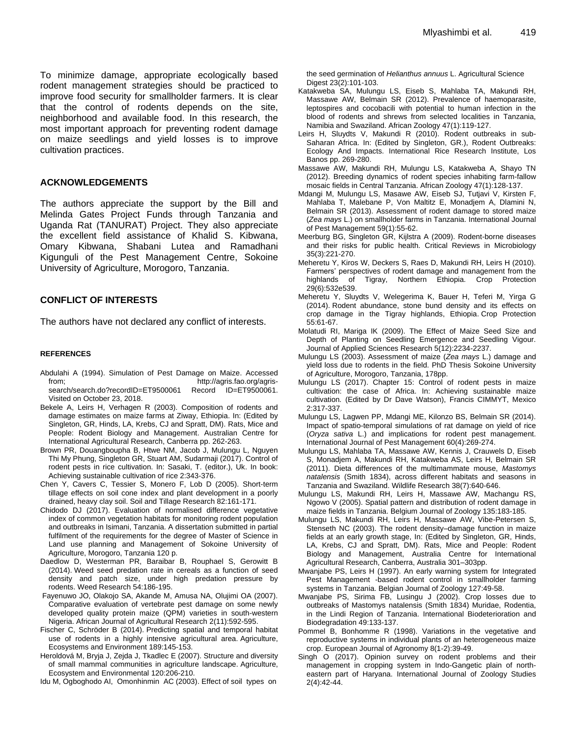To minimize damage, appropriate ecologically based rodent management strategies should be practiced to improve food security for smallholder farmers. It is clear that the control of rodents depends on the site, neighborhood and available food. In this research, the most important approach for preventing rodent damage on maize seedlings and yield losses is to improve cultivation practices.

## ACKNOWLEDGEMENTS

The authors appreciate the support by the Bill and Melinda Gates Project Funds through Tanzania and Uganda Rat (TANURAT) Project. They also appreciate the excellent field assistance of Khalid S. Kibwana, Omary Kibwana, Shabani Lutea and Ramadhani Kigunguli of the Pest Management Centre, Sokoine University of Agriculture, Morogoro, Tanzania.

## CONFLICT OF INTERESTS

The authors have not declared any conflict of interests.

## REFERENCES

Abdulahi A (1994). Simulation of Pest Damage on Maize. Accessed from; http://agris.fao.org/agris-search/search.do?recordID=ET9500061 Record ID=ET9500061. Visited on October 23, 2018.

Bekele A, Leirs H, Verhagen R (2003). Composition of rodents and damage estimates on maize farms at Ziway, Ethiopia. In: (Edited by Singleton, GR, Hinds, LA, Krebs, CJ and Spratt, DM). Rats, Mice and People: Rodent Biology and Management. Australian Centre for International Agricultural Research, Canberra pp. 262-263.

Brown PR, Douangboupha B, Htwe NM, Jacob J, Mulungu L, Nguyen Thi My Phung, Singleton GR, Stuart AM, Sudarmaji (2017). Control of rodent pests in rice cultivation. In: Sasaki, T. (editor.), Uk. In book: Achieving sustainable cultivation of rice 2:343-376.

Chen Y, Cavers C, Tessier S, Monero F, Lob D (2005). Short-term tillage effects on soil cone index and plant development in a poorly drained, heavy clay soil. Soil and Tillage Research 82:161-171.

Chidodo DJ (2017). Evaluation of normalised difference vegetative index of common vegetation habitats for monitoring rodent population and outbreaks in Isimani, Tanzania. A dissertation submitted in partial fulfilment of the requirements for the degree of Master of Science in Land use planning and Management of Sokoine University of Agriculture, Morogoro, Tanzania 120 p.

Daedlow D, Westerman PR, Baraibar B, Rouphael S, Gerowitt B (2014). Weed seed predation rate in cereals as a function of seed density and patch size, under high predation pressure by rodents. Weed Research 54:186-195.

Fayenuwo JO, Olakojo SA, Akande M, Amusa NA, Olujimi OA (2007). Comparative evaluation of vertebrate pest damage on some newly developed quality protein maize (QPM) varieties in south-western Nigeria. African Journal of Agricultural Research 2(11):592-595.

Fischer C, Schröder B (2014). Predicting spatial and temporal habitat use of rodents in a highly intensive agricultural area. Agriculture, Ecosystems and Environment 189:145-153.

Heroldová M, Bryja J, Zejda J, Tkadlec E (2007). Structure and diversity of small mammal communities in agriculture landscape. Agriculture, Ecosystem and Environmental 120:206-210.

Idu M, Ogboghodo AI, Omonhinmin AC (2003). Effect of soil types on the seed germination of *Helianthus annuus* L. Agricultural Science Digest 23(2):101-103.

Katakweba SA, Mulungu LS, Eiseb S, Mahlaba TA, Makundi RH, Massawe AW, Belmain SR (2012). Prevalence of haemoparasite, leptospires and cocobacili with potential to human infection in the blood of rodents and shrews from selected localities in Tanzania, Namibia and Swaziland. African Zoology 47(1):119-127.

Leirs H, Sluydts V, Makundi R (2010). Rodent outbreaks in sub-Saharan Africa. In: (Edited by Singleton, GR.), Rodent Outbreaks: Ecology And Impacts. International Rice Research Institute, Los Banos pp. 269-280.

Massawe AW, Makundi RH, Mulungu LS, Katakweba A, Shayo TN (2012). Breeding dynamics of rodent species inhabiting farm-fallow mosaic fields in Central Tanzania. African Zoology 47(1):128-137.

Mdangi M, Mulungu LS, Masawe AW, Eiseb SJ, Tutjavi V, Kirsten F, Mahlaba T, Malebane P, Von Maltitz E, Monadjem A, Dlamini N, Belmain SR (2013). Assessment of rodent damage to stored maize (*Zea mays* L.) on smallholder farms in Tanzania. International Journal of Pest Management 59(1):55-62.

Meerburg BG, Singleton GR, Kijlstra A (2009). Rodent-borne diseases and their risks for public health. Critical Reviews in Microbiology 35(3):221-270.

Meheretu Y, Kiros W, Deckers S, Raes D, Makundi RH, Leirs H (2010). Farmers' perspectives of rodent damage and management from the highlands of Tigray, Northern Ethiopia. Crop Protection 29(6):532e539.

Meheretu Y, Sluydts V, Welegerima K, Bauer H, Teferi M, Yirga G (2014). Rodent abundance, stone bund density and its effects on crop damage in the Tigray highlands, Ethiopia. Crop Protection 55:61-67.

Molatudi RI, Mariga IK (2009). The Effect of Maize Seed Size and Depth of Planting on Seedling Emergence and Seedling Vigour. Journal of Applied Sciences Research 5(12):2234-2237.

Mulungu LS (2003). Assessment of maize (*Zea mays* L.) damage and yield loss due to rodents in the field. PhD Thesis Sokoine University of Agriculture, Morogoro, Tanzania, 178pp.

Mulungu LS (2017). Chapter 15: Control of rodent pests in maize cultivation: the case of Africa. In: Achieving sustainable maize cultivation*.* (Edited by Dr Dave Watson), Francis CIMMYT, Mexico 2:317-337.

Mulungu LS, Lagwen PP, Mdangi ME, Kilonzo BS, Belmain SR (2014). Impact of spatio-temporal simulations of rat damage on yield of rice (*Oryza sativa* L.) and implications for rodent pest management. International Journal of Pest Management 60(4):269-274.

Mulungu LS, Mahlaba TA, Massawe AW, Kennis J, Crauwels D, Eiseb S, Monadjem A, Makundi RH, Katakweba AS, Leirs H, Belmain SR (2011). Dieta differences of the multimammate mouse, *Mastomys natalensis* (Smith 1834), across different habitats and seasons in Tanzania and Swaziland. Wildlife Research 38(7):640-646.

Mulungu LS, Makundi RH, Leirs H, Massawe AW, Machangu RS, Ngowo V (2005). Spatial pattern and distribution of rodent damage in maize fields in Tanzania. Belgium Journal of Zoology 135:183-185.

Mulungu LS, Makundi RH, Leirs H, Massawe AW, Vibe-Petersen S, Stenseth NC (2003). The rodent density–damage function in maize fields at an early growth stage, In: (Edited by Singleton, GR, Hinds, LA, Krebs, CJ and Spratt, DM). Rats, Mice and People: Rodent Biology and Management, Australia Centre for International Agricultural Research, Canberra, Australia 301–303pp.

Mwanjabe PS, Leirs H (1997). An early warning system for Integrated Pest Management -based rodent control in smallholder farming systems in Tanzania. Belgian Journal of Zoology 127:49-58.

Mwanjabe PS, Sirima FB, Lusingu J (2002). Crop losses due to outbreaks of Mastomys natalensis (Smith 1834) Muridae, Rodentia, in the Lindi Region of Tanzania. International Biodeterioration and Biodegradation 49:133-137.

Pommel B, Bonhomme R (1998). Variations in the vegetative and reproductive systems in individual plants of an heterogeneous maize crop. European Journal of Agronomy 8(1-2):39-49.

Singh O (2017). Opinion survey on rodent problems and their management in cropping system in Indo-Gangetic plain of north-eastern part of Haryana. International Journal of Zoology Studies 2(4):42-44.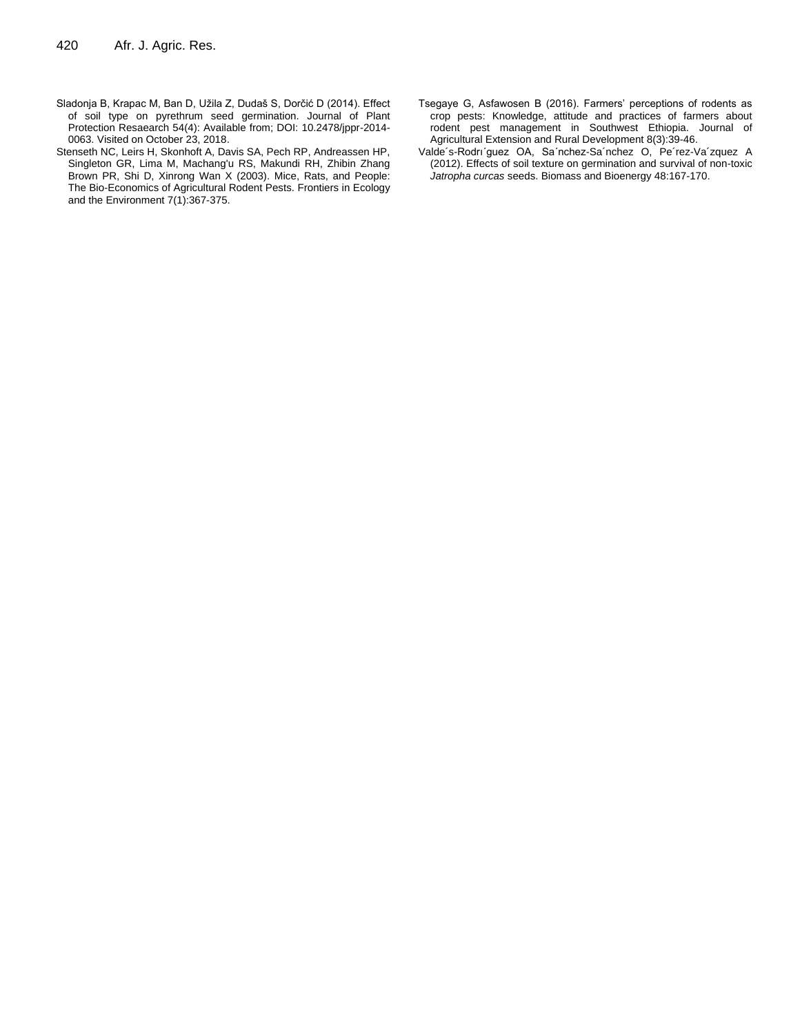Sladonja B, Krapac M, Ban D, Užila Z, Dudaš S, Dorčić D (2014). Effect of soil type on pyrethrum seed germination. Journal of Plant Protection Resaearch 54(4): Available from; DOI: 10.2478/jppr-2014-0063. Visited on October 23, 2018.

Stenseth NC, Leirs H, Skonhoft A, Davis SA, Pech RP, Andreassen HP, Singleton GR, Lima M, Machang'u RS, Makundi RH, Zhibin Zhang Brown PR, Shi D, Xinrong Wan X (2003). Mice, Rats, and People: The Bio-Economics of Agricultural Rodent Pests. Frontiers in Ecology and the Environment 7(1):367-375.

Tsegaye G, Asfawosen B (2016). Farmers' perceptions of rodents as crop pests: Knowledge, attitude and practices of farmers about rodent pest management in Southwest Ethiopia. Journal of Agricultural Extension and Rural Development 8(3):39-46.

Valde´s-Rodrı´guez OA, Sa´nchez-Sa´nchez O, Pe´rez-Va´zquez A (2012). Effects of soil texture on germination and survival of non-toxic *Jatropha curcas* seeds. Biomass and Bioenergy 48:167-170.